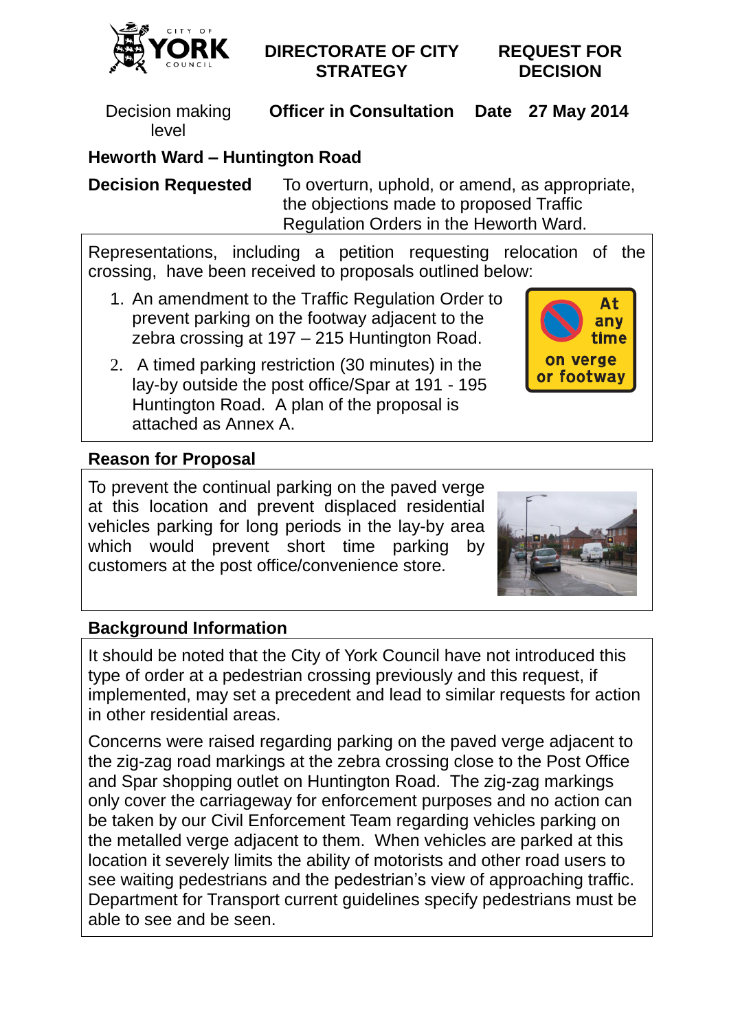CITY OF YORK COUNCIL

**DIRECTORATE OF CITY STRATEGY**

**REQUEST FOR DECISION**

| Decision making level | **Officer in Consultation** | **Date 27 May 2014** |
|---|---|---|

## Heworth Ward – Huntington Road

**Decision Requested** To overturn, uphold, or amend, as appropriate, the objections made to proposed Traffic Regulation Orders in the Heworth Ward.

Representations, including a petition requesting relocation of the crossing, have been received to proposals outlined below:

1. An amendment to the Traffic Regulation Order to prevent parking on the footway adjacent to the zebra crossing at 197 – 215 Huntington Road.
2. A timed parking restriction (30 minutes) in the lay-by outside the post office/Spar at 191 - 195 Huntington Road. A plan of the proposal is attached as Annex A.

At any time on verge or footway

### Reason for Proposal

To prevent the continual parking on the paved verge at this location and prevent displaced residential vehicles parking for long periods in the lay-by area which would prevent short time parking by customers at the post office/convenience store.

### Background Information

It should be noted that the City of York Council have not introduced this type of order at a pedestrian crossing previously and this request, if implemented, may set a precedent and lead to similar requests for action in other residential areas.

Concerns were raised regarding parking on the paved verge adjacent to the zig-zag road markings at the zebra crossing close to the Post Office and Spar shopping outlet on Huntington Road. The zig-zag markings only cover the carriageway for enforcement purposes and no action can be taken by our Civil Enforcement Team regarding vehicles parking on the metalled verge adjacent to them. When vehicles are parked at this location it severely limits the ability of motorists and other road users to see waiting pedestrians and the pedestrian's view of approaching traffic. Department for Transport current guidelines specify pedestrians must be able to see and be seen.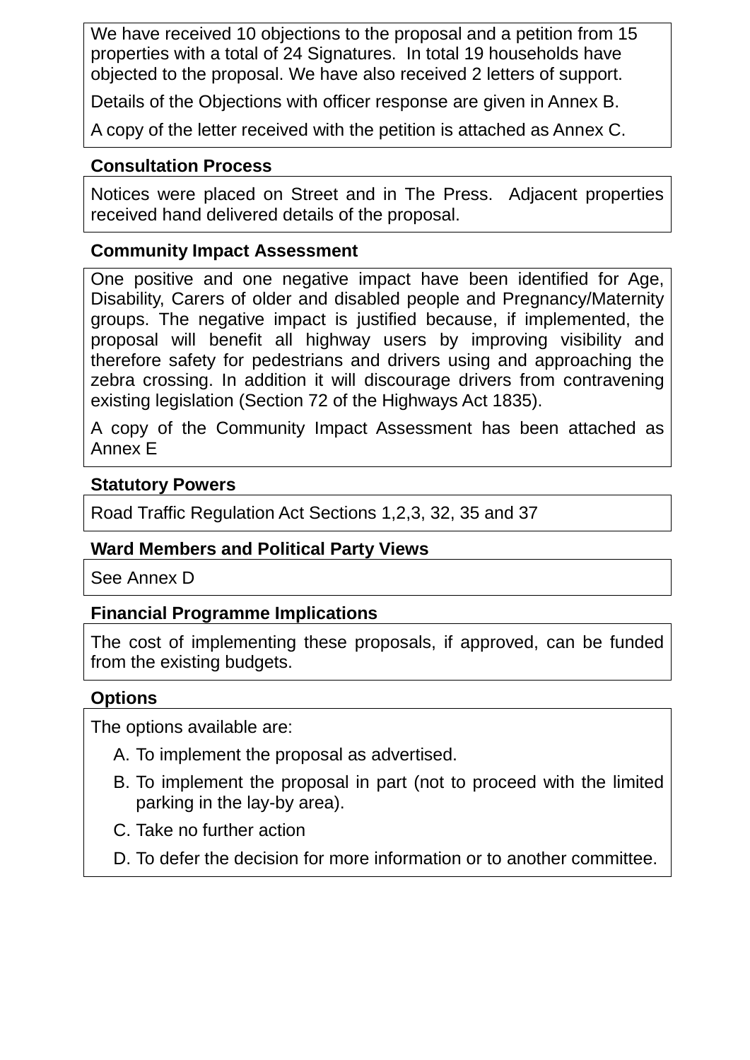We have received 10 objections to the proposal and a petition from 15 properties with a total of 24 Signatures. In total 19 households have objected to the proposal. We have also received 2 letters of support.

Details of the Objections with officer response are given in Annex B.

A copy of the letter received with the petition is attached as Annex C.

**Consultation Process**

Notices were placed on Street and in The Press. Adjacent properties received hand delivered details of the proposal.

**Community Impact Assessment**

One positive and one negative impact have been identified for Age, Disability, Carers of older and disabled people and Pregnancy/Maternity groups. The negative impact is justified because, if implemented, the proposal will benefit all highway users by improving visibility and therefore safety for pedestrians and drivers using and approaching the zebra crossing. In addition it will discourage drivers from contravening existing legislation (Section 72 of the Highways Act 1835).

A copy of the Community Impact Assessment has been attached as Annex E

**Statutory Powers**

Road Traffic Regulation Act Sections 1,2,3, 32, 35 and 37

**Ward Members and Political Party Views**

See Annex D

**Financial Programme Implications**

The cost of implementing these proposals, if approved, can be funded from the existing budgets.

**Options**

The options available are:

A. To implement the proposal as advertised.
B. To implement the proposal in part (not to proceed with the limited parking in the lay-by area).
C. Take no further action
D. To defer the decision for more information or to another committee.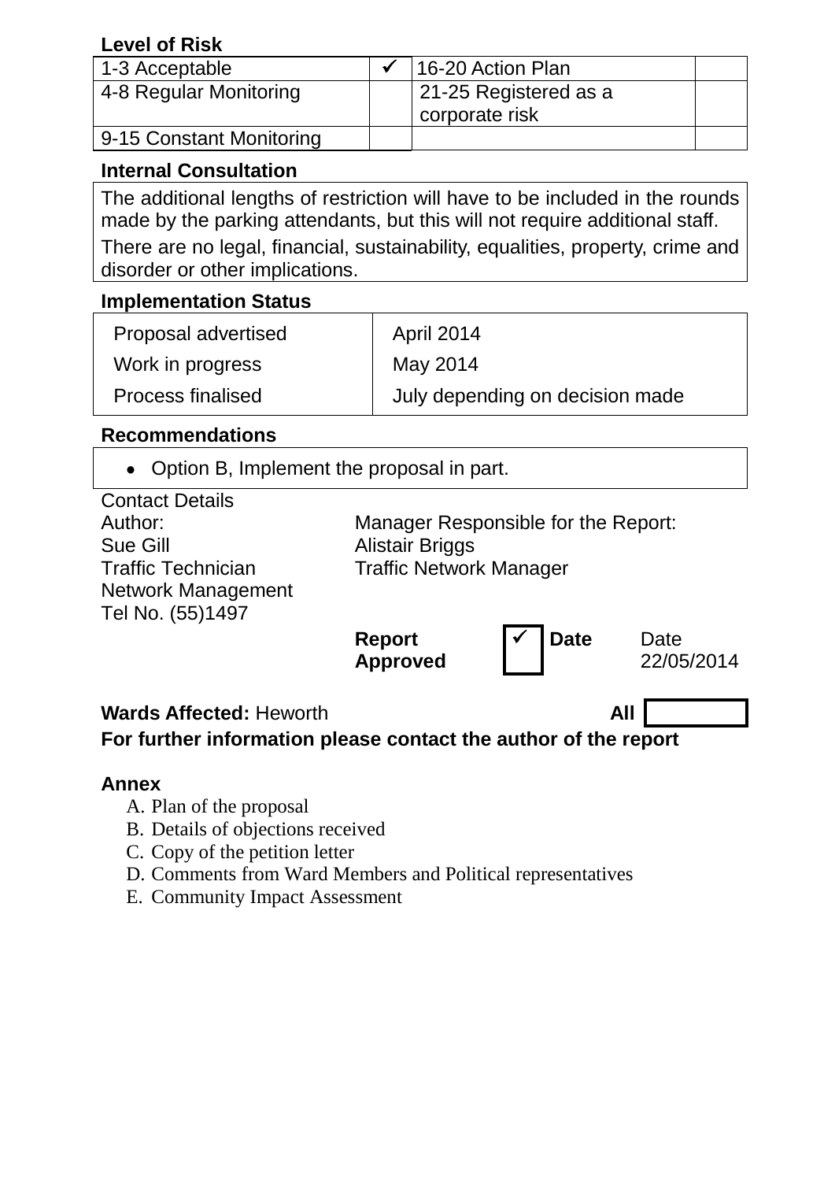**Level of Risk**

| | | | |
|---|---|---|---|
| 1-3 Acceptable | ✓ | 16-20 Action Plan | |
| 4-8 Regular Monitoring | | 21-25 Registered as a corporate risk | |
| 9-15 Constant Monitoring | | | |

**Internal Consultation**

The additional lengths of restriction will have to be included in the rounds made by the parking attendants, but this will not require additional staff.

There are no legal, financial, sustainability, equalities, property, crime and disorder or other implications.

**Implementation Status**

| | |
|---|---|
| Proposal advertised | April 2014 |
| Work in progress | May 2014 |
| Process finalised | July depending on decision made |

**Recommendations**

- Option B, Implement the proposal in part.

Contact Details

| | | | | |
|---|---|---|---|---|
| Author: | Manager Responsible for the Report: | | | |
| Sue Gill | Alistair Briggs | | | |
| Traffic Technician | Traffic Network Manager | | | |
| Network Management | | | | |
| Tel No. (55)1497 | | | | |
| | **Report Approved** | ✓ | **Date** | Date 22/05/2014 |

**Wards Affected:** Heworth **All**

**For further information please contact the author of the report**

**Annex**

A. Plan of the proposal
B. Details of objections received
C. Copy of the petition letter
D. Comments from Ward Members and Political representatives
E. Community Impact Assessment